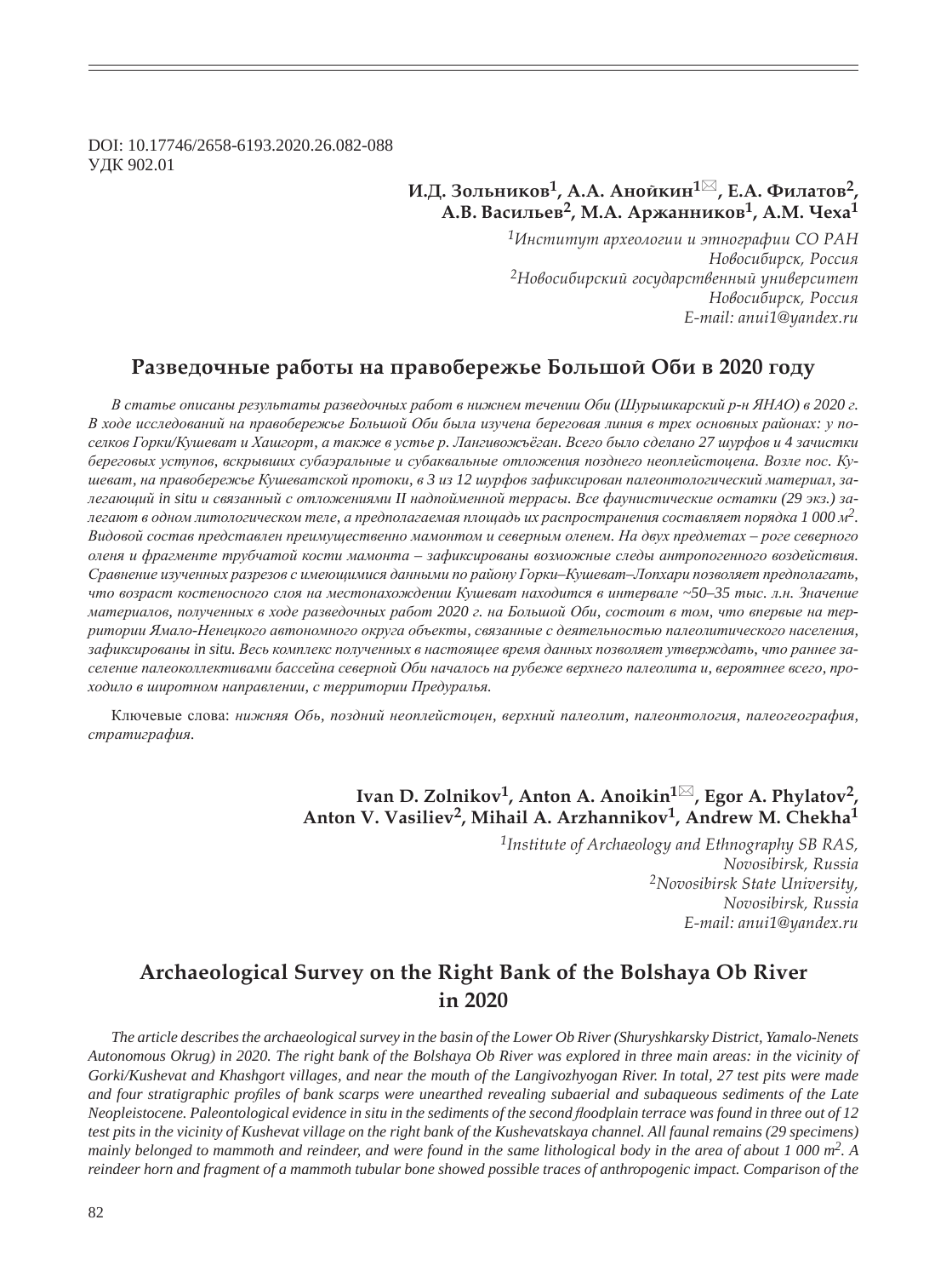DOI: 10.17746/2658-6193.2020.26.082-088
УДК 902.01

**И.Д. Зольников[1], А.А. Анойкин[1]✉, Е.А. Филатов[2], А.В. Васильев[2], М.А. Аржанников[1], А.М. Чеха[1]**

*[1]Институт археологии и этнографии СО РАН*
*Новосибирск, Россия*
*[2]Новосибирский государственный университет*
*Новосибирск, Россия*
*E-mail: anui1@yandex.ru*

## Разведочные работы на правобережье Большой Оби в 2020 году

*В статье описаны результаты разведочных работ в нижнем течении Оби (Шурышкарский р-н ЯНАО) в 2020 г. В ходе исследований на правобережье Большой Оби была изучена береговая линия в трех основных районах: у поселков Горки/Кушеват и Хашгорт, а также в устье р. Лангивожъёган. Всего было сделано 27 шурфов и 4 зачистки береговых уступов, вскрывших субаэральные и субаквальные отложения позднего неоплейстоцена. Возле пос. Кушеват, на правобережье Кушеватской протоки, в 3 из 12 шурфов зафиксирован палеонтологический материал, залегающий in situ и связанный с отложениями II надпойменной террасы. Все фаунистические остатки (29 экз.) залегают в одном литологическом теле, а предполагаемая площадь их распространения составляет порядка 1 000 м². Видовой состав представлен преимущественно мамонтом и северным оленем. На двух предметах – роге северного оленя и фрагменте трубчатой кости мамонта – зафиксированы возможные следы антропогенного воздействия. Сравнение изученных разрезов с имеющимися данными по району Горки–Кушеват–Лопхари позволяет предполагать, что возраст костеносного слоя на местонахождении Кушеват находится в интервале ~50–35 тыс. л.н. Значение материалов, полученных в ходе разведочных работ 2020 г. на Большой Оби, состоит в том, что впервые на территории Ямало-Ненецкого автономного округа объекты, связанные с деятельностью палеолитического населения, зафиксированы in situ. Весь комплекс полученных в настоящее время данных позволяет утверждать, что раннее заселение палеоколлективами бассейна северной Оби началось на рубеже верхнего палеолита и, вероятнее всего, проходило в широтном направлении, с территории Предуралья.*

Ключевые слова: *нижняя Обь, поздний неоплейстоцен, верхний палеолит, палеонтология, палеогеография, стратиграфия.*

**Ivan D. Zolnikov[1], Anton A. Anoikin[1]✉, Egor A. Phylatov[2], Anton V. Vasiliev[2], Mihail A. Arzhannikov[1], Andrew M. Chekha[1]**

*[1]Institute of Archaeology and Ethnography SB RAS,*
*Novosibirsk, Russia*
*[2]Novosibirsk State University,*
*Novosibirsk, Russia*
*E-mail: anui1@yandex.ru*

## Archaeological Survey on the Right Bank of the Bolshaya Ob River in 2020

*The article describes the archaeological survey in the basin of the Lower Ob River (Shuryshkarsky District, Yamalo-Nenets Autonomous Okrug) in 2020. The right bank of the Bolshaya Ob River was explored in three main areas: in the vicinity of Gorki/Kushevat and Khashgort villages, and near the mouth of the Langivozhyogan River. In total, 27 test pits were made and four stratigraphic profiles of bank scarps were unearthed revealing subaerial and subaqueous sediments of the Late Neopleistocene. Paleontological evidence in situ in the sediments of the second floodplain terrace was found in three out of 12 test pits in the vicinity of Kushevat village on the right bank of the Kushevatskaya channel. All faunal remains (29 specimens) mainly belonged to mammoth and reindeer, and were found in the same lithological body in the area of about 1 000 m². A reindeer horn and fragment of a mammoth tubular bone showed possible traces of anthropogenic impact. Comparison of the*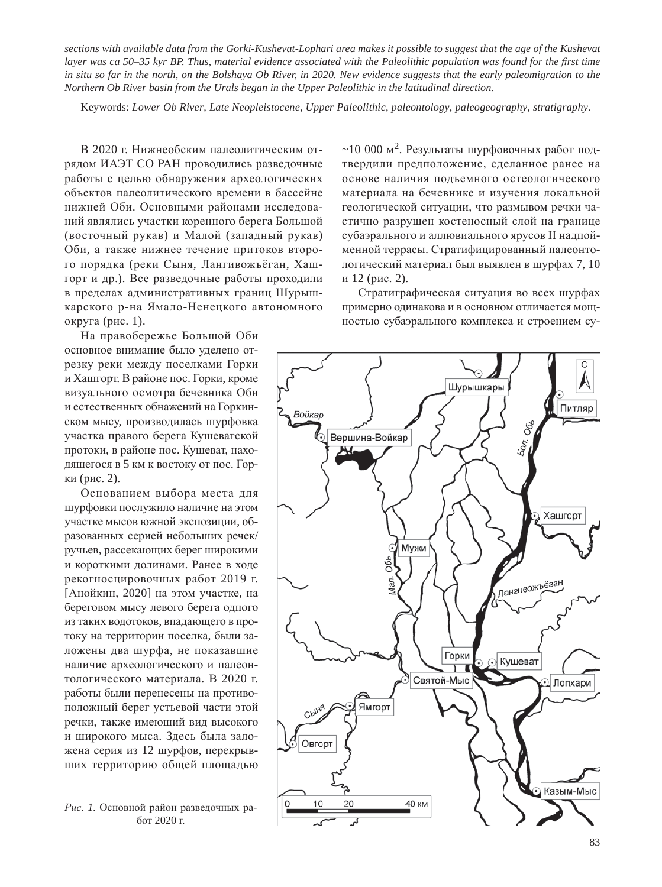*sections with available data from the Gorki-Kushevat-Lophari area makes it possible to suggest that the age of the Kushevat layer was ca 50–35 kyr BP. Thus, material evidence associated with the Paleolithic population was found for the first time in situ so far in the north, on the Bolshaya Ob River, in 2020. New evidence suggests that the early paleomigration to the Northern Ob River basin from the Urals began in the Upper Paleolithic in the latitudinal direction.*

Keywords: *Lower Ob River, Late Neopleistocene, Upper Paleolithic, paleontology, paleogeography, stratigraphy.*

В 2020 г. Нижнеобским палеолитическим отрядом ИАЭТ СО РАН проводились разведочные работы с целью обнаружения археологических объектов палеолитического времени в бассейне нижней Оби. Основными районами исследований являлись участки коренного берега Большой (восточный рукав) и Малой (западный рукав) Оби, а также нижнее течение притоков второго порядка (реки Сыня, Лангивожъёган, Хашгорт и др.). Все разведочные работы проходили в пределах административных границ Шурышкарского р-на Ямало-Ненецкого автономного округа (рис. 1).

На правобережье Большой Оби основное внимание было уделено отрезку реки между поселками Горки и Хашгорт. В районе пос. Горки, кроме визуального осмотра бечевника Оби и естественных обнажений на Горкинском мысу, производилась шурфовка участка правого берега Кушеватской протоки, в районе пос. Кушеват, находящегося в 5 км к востоку от пос. Горки (рис. 2).

Основанием выбора места для шурфовки послужило наличие на этом участке мысов южной экспозиции, образованных серией небольших речек/ручьев, рассекающих берег широкими и короткими долинами. Ранее в ходе рекогносцировочных работ 2019 г. [Анойкин, 2020] на этом участке, на береговом мысу левого берега одного из таких водотоков, впадающего в протоку на территории поселка, были заложены два шурфа, не показавшие наличие археологического и палеонтологического материала. В 2020 г. работы были перенесены на противоположный берег устьевой части этой речки, также имеющий вид высокого и широкого мыса. Здесь была заложена серия из 12 шурфов, перекрывших территорию общей площадью ~10 000 м$^2$. Результаты шурфовочных работ подтвердили предположение, сделанное ранее на основе наличия подъемного остеологического материала на бечевнике и изучения локальной геологической ситуации, что размывом речки частично разрушен костеносный слой на границе субаэрального и аллювиального ярусов II надпойменной террасы. Стратифицированный палеонтологический материал был выявлен в шурфах 7, 10 и 12 (рис. 2).

Стратиграфическая ситуация во всех шурфах примерно одинакова и в основном отличается мощностью субаэрального комплекса и строением су-

*Рис. 1.* Основной район разведочных работ 2020 г.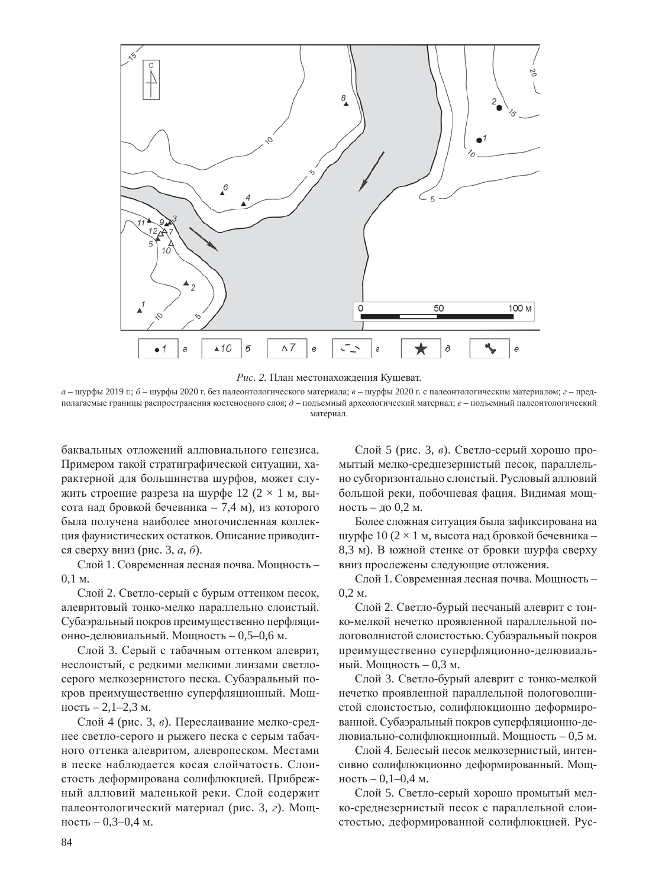*Рис. 2.* План местонахождения Кушеват.

*а* – шурфы 2019 г.; *б* – шурфы 2020 г. без палеонтологического материала; *в* – шурфы 2020 г. с палеонтологическим материалом; *г* – предполагаемые границы распространения костеносного слоя; *д* – подъемный археологический материал; *е* – подъемный палеонтологический материал.

баквальных отложений аллювиального генезиса. Примером такой стратиграфической ситуации, характерной для большинства шурфов, может служить строение разреза на шурфе 12 (2 × 1 м, высота над бровкой бечевника – 7,4 м), из которого была получена наиболее многочисленная коллекция фаунистических остатков. Описание приводится сверху вниз (рис. 3, *а*, *б*).

Слой 1. Современная лесная почва. Мощность – 0,1 м.

Слой 2. Светло-серый с бурым оттенком песок, алевритовый тонко-мелко параллельно слоистый. Субаэральный покров преимущественно перфляционно-делювиальный. Мощность – 0,5–0,6 м.

Слой 3. Серый с табачным оттенком алеврит, неслоистый, с редкими мелкими линзами светло-серого мелкозернистого песка. Субаэральный покров преимущественно суперфляционный. Мощность – 2,1–2,3 м.

Слой 4 (рис. 3, *в*). Переслаивание мелко-среднее светло-серого и рыжего песка с серым табачного оттенка алевритом, алевропеском. Местами в песке наблюдается косая слойчатость. Слоистость деформирована солифлюкцией. Прибрежный аллювий маленькой реки. Слой содержит палеонтологический материал (рис. 3, *г*). Мощность – 0,3–0,4 м.

Слой 5 (рис. 3, *в*). Светло-серый хорошо промытый мелко-среднезернистый песок, параллельно субгоризонтально слоистый. Русловый аллювий большой реки, побочневая фация. Видимая мощность – до 0,2 м.

Более сложная ситуация была зафиксирована на шурфе 10 (2 × 1 м, высота над бровкой бечевника – 8,3 м). В южной стенке от бровки шурфа сверху вниз прослежены следующие отложения.

Слой 1. Современная лесная почва. Мощность – 0,2 м.

Слой 2. Светло-бурый песчаный алеврит с тонко-мелкой нечетко проявленной параллельной пологоволнистой слоистостью. Субаэральный покров преимущественно суперфляционно-делювиальный. Мощность – 0,3 м.

Слой 3. Светло-бурый алеврит с тонко-мелкой нечетко проявленной параллельной пологоволнистой слоистостью, солифлюкционно деформированной. Субаэральный покров суперфляционно-делювиально-солифлюкционный. Мощность – 0,5 м.

Слой 4. Белесый песок мелкозернистый, интенсивно солифлюкционно деформированный. Мощность – 0,1–0,4 м.

Слой 5. Светло-серый хорошо промытый мелко-среднезернистый песок с параллельной слоистостью, деформированной солифлюкцией. Рус-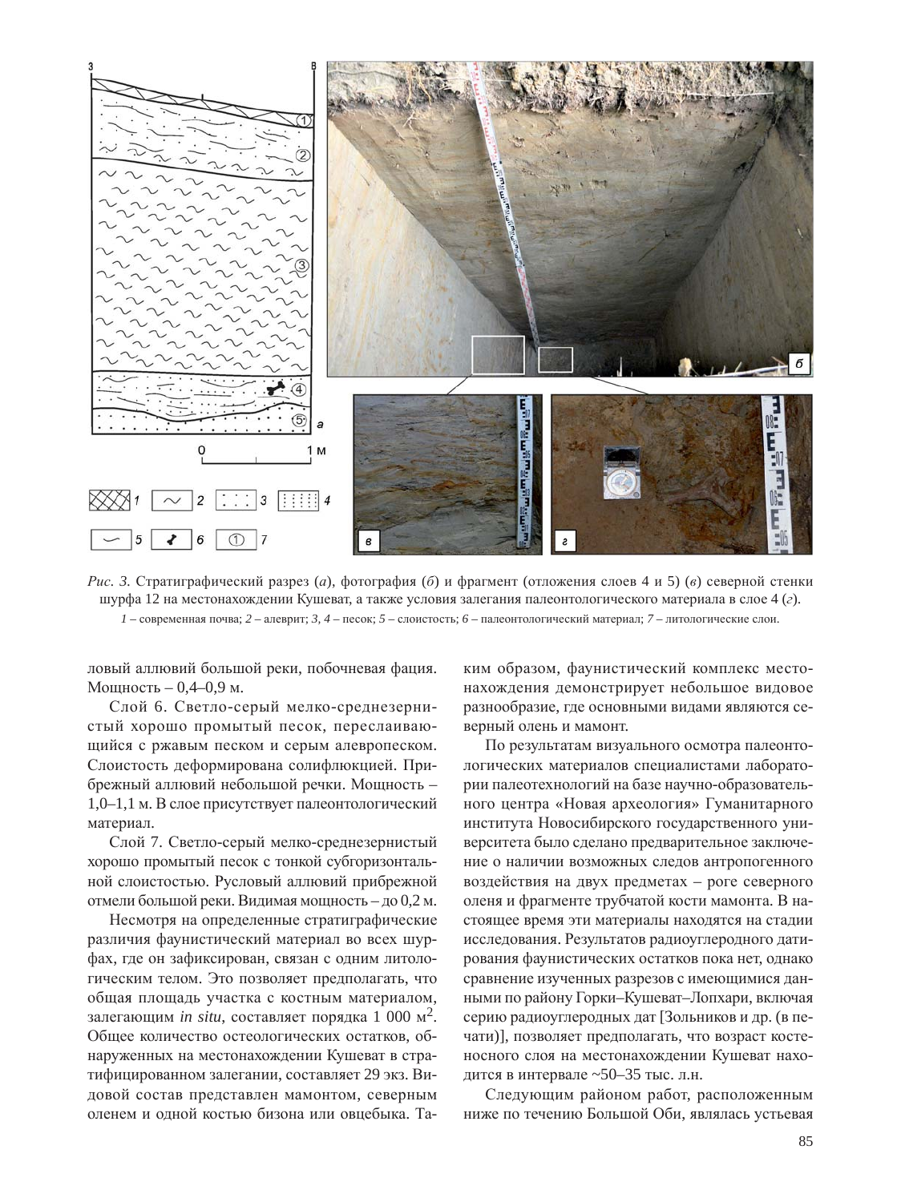*Рис. 3.* Стратиграфический разрез (*а*), фотография (*б*) и фрагмент (отложения слоев 4 и 5) (*в*) северной стенки шурфа 12 на местонахождении Кушеват, а также условия залегания палеонтологического материала в слое 4 (*г*).
*1* – современная почва; *2* – алеврит; *3, 4* – песок; *5* – слоистость; *6* – палеонтологический материал; *7* – литологические слои.

ловый аллювий большой реки, побочневая фация. Мощность – 0,4–0,9 м.

Слой 6. Светло-серый мелко-среднезернистый хорошо промытый песок, переслаивающийся с ржавым песком и серым алевропеском. Слоистость деформирована солифлюкцией. Прибрежный аллювий небольшой речки. Мощность – 1,0–1,1 м. В слое присутствует палеонтологический материал.

Слой 7. Светло-серый мелко-среднезернистый хорошо промытый песок с тонкой субгоризонтальной слоистостью. Русловый аллювий прибрежной отмели большой реки. Видимая мощность – до 0,2 м.

Несмотря на определенные стратиграфические различия фаунистический материал во всех шурфах, где он зафиксирован, связан с одним литологическим телом. Это позволяет предполагать, что общая площадь участка с костным материалом, залегающим *in situ*, составляет порядка 1 000 м$^2$. Общее количество остеологических остатков, обнаруженных на местонахождении Кушеват в стратифицированном залегании, составляет 29 экз. Видовой состав представлен мамонтом, северным оленем и одной костью бизона или овцебыка. Таким образом, фаунистический комплекс местонахождения демонстрирует небольшое видовое разнообразие, где основными видами являются северный олень и мамонт.

По результатам визуального осмотра палеонтологических материалов специалистами лаборатории палеотехнологий на базе научно-образовательного центра «Новая археология» Гуманитарного института Новосибирского государственного университета было сделано предварительное заключение о наличии возможных следов антропогенного воздействия на двух предметах – роге северного оленя и фрагменте трубчатой кости мамонта. В настоящее время эти материалы находятся на стадии исследования. Результатов радиоуглеродного датирования фаунистических остатков пока нет, однако сравнение изученных разрезов с имеющимися данными по району Горки–Кушеват–Лопхари, включая серию радиоуглеродных дат [Зольников и др. (в печати)], позволяет предполагать, что возраст костеносного слоя на местонахождении Кушеват находится в интервале ~50–35 тыс. л.н.

Следующим районом работ, расположенным ниже по течению Большой Оби, являлась устьевая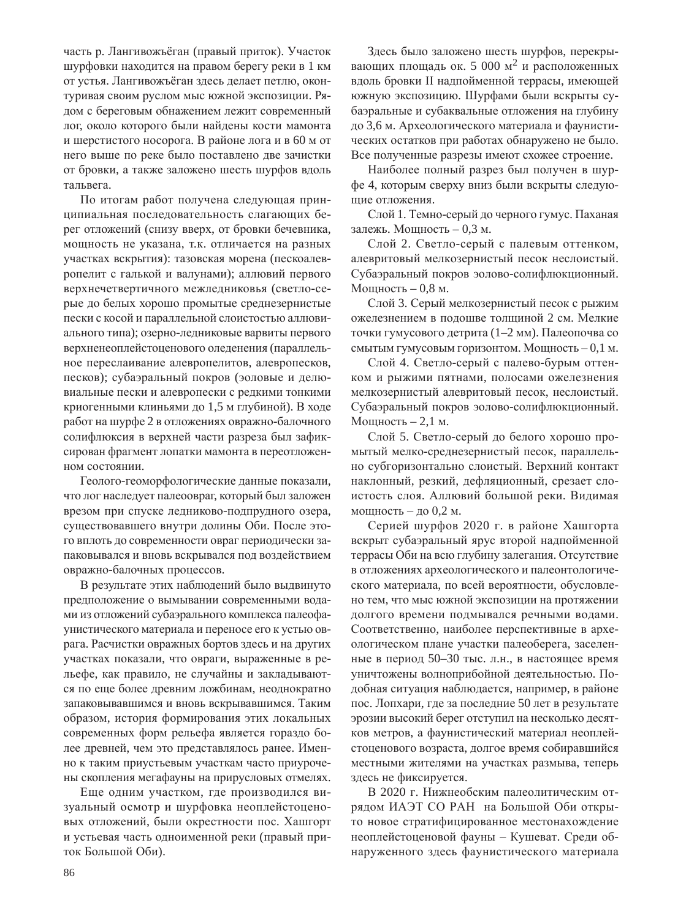часть р. Лангивожъёган (правый приток). Участок шурфовки находится на правом берегу реки в 1 км от устья. Лангивожъёган здесь делает петлю, оконтуривая своим руслом мыс южной экспозиции. Рядом с береговым обнажением лежит современный лог, около которого были найдены кости мамонта и шерстистого носорога. В районе лога и в 60 м от него выше по реке было поставлено две зачистки от бровки, а также заложено шесть шурфов вдоль тальвега.

По итогам работ получена следующая принципиальная последовательность слагающих берег отложений (снизу вверх, от бровки бечевника, мощность не указана, т.к. отличается на разных участках вскрытия): тазовская морена (пескоалевропелит с галькой и валунами); аллювий первого верхнечетвертичного межледниковья (светло-серые до белых хорошо промытые среднезернистые пески с косой и параллельной слоистостью аллювиального типа); озерно-ледниковые варвиты первого верхненеоплейстоценового оледенения (параллельное переслаивание алевропелитов, алевропесков, песков); субаэральный покров (эоловые и делювиальные пески и алевропески с редкими тонкими криогенными клиньями до 1,5 м глубиной). В ходе работ на шурфе 2 в отложениях овражно-балочного солифлюксия в верхней части разреза был зафиксирован фрагмент лопатки мамонта в переотложенном состоянии.

Геолого-геоморфологические данные показали, что лог наследует палеоовраг, который был заложен врезом при спуске ледниково-подпрудного озера, существовавшего внутри долины Оби. После этого вплоть до современности овраг периодически запаковывался и вновь вскрывался под воздействием овражно-балочных процессов.

В результате этих наблюдений было выдвинуто предположение о вымывании современными водами из отложений субаэрального комплекса палеофаунистического материала и переносе его к устью оврага. Расчистки овражных бортов здесь и на других участках показали, что овраги, выраженные в рельефе, как правило, не случайны и закладываются по еще более древним ложбинам, неоднократно запаковывавшимся и вновь вскрывавшимся. Таким образом, история формирования этих локальных современных форм рельефа является гораздо более древней, чем это представлялось ранее. Именно к таким приустьевым участкам часто приурочены скопления мегафауны на прирусловых отмелях.

Еще одним участком, где производился визуальный осмотр и шурфовка неоплейстоценовых отложений, были окрестности пос. Хашгорт и устьевая часть одноименной реки (правый приток Большой Оби).

Здесь было заложено шесть шурфов, перекрывающих площадь ок. 5 000 м$^2$ и расположенных вдоль бровки II надпойменной террасы, имеющей южную экспозицию. Шурфами были вскрыты субаэральные и субаквальные отложения на глубину до 3,6 м. Археологического материала и фаунистических остатков при работах обнаружено не было. Все полученные разрезы имеют схожее строение.

Наиболее полный разрез был получен в шурфе 4, которым сверху вниз были вскрыты следующие отложения.

Слой 1. Темно-серый до черного гумус. Паханая залежь. Мощность – 0,3 м.

Слой 2. Светло-серый с палевым оттенком, алевритовый мелкозернистый песок неслоистый. Субаэральный покров эолово-солифлюкционный. Мощность – 0,8 м.

Слой 3. Серый мелкозернистый песок с рыжим ожелезнением в подошве толщиной 2 см. Мелкие точки гумусового детрита (1–2 мм). Палеопочва со смытым гумусовым горизонтом. Мощность – 0,1 м.

Слой 4. Светло-серый с палево-бурым оттенком и рыжими пятнами, полосами ожелезнения мелкозернистый алевритовый песок, неслоистый. Субаэральный покров эолово-солифлюкционный. Мощность – 2,1 м.

Слой 5. Светло-серый до белого хорошо промытый мелко-среднезернистый песок, параллельно субгоризонтально слоистый. Верхний контакт наклонный, резкий, дефляционный, срезает слоистость слоя. Аллювий большой реки. Видимая мощность – до 0,2 м.

Серией шурфов 2020 г. в районе Хашгорта вскрыт субаэральный ярус второй надпойменной террасы Оби на всю глубину залегания. Отсутствие в отложениях археологического и палеонтологического материала, по всей вероятности, обусловлено тем, что мыс южной экспозиции на протяжении долгого времени подмывался речными водами. Соответственно, наиболее перспективные в археологическом плане участки палеоберега, заселенные в период 50–30 тыс. л.н., в настоящее время уничтожены волноприбойной деятельностью. Подобная ситуация наблюдается, например, в районе пос. Лопхари, где за последние 50 лет в результате эрозии высокий берег отступил на несколько десятков метров, а фаунистический материал неоплейстоценового возраста, долгое время собиравшийся местными жителями на участках размыва, теперь здесь не фиксируется.

В 2020 г. Нижнеобским палеолитическим отрядом ИАЭТ СО РАН на Большой Оби открыто новое стратифицированное местонахождение неоплейстоценовой фауны – Кушеват. Среди обнаруженного здесь фаунистического материала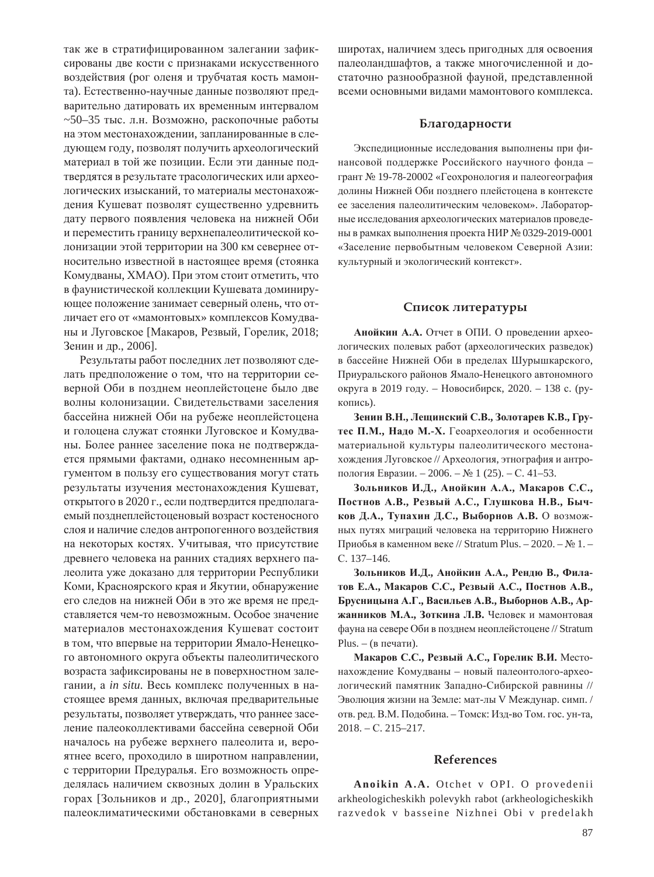так же в стратифицированном залегании зафиксированы две кости с признаками искусственного воздействия (рог оленя и трубчатая кость мамонта). Естественно-научные данные позволяют предварительно датировать их временным интервалом ~50–35 тыс. л.н. Возможно, раскопочные работы на этом местонахождении, запланированные в следующем году, позволят получить археологический материал в той же позиции. Если эти данные подтвердятся в результате трасологических или археологических изысканий, то материалы местонахождения Кушеват позволят существенно удревнить дату первого появления человека на нижней Оби и переместить границу верхнепалеолитической колонизации этой территории на 300 км севернее относительно известной в настоящее время (стоянка Комудваны, ХМАО). При этом стоит отметить, что в фаунистической коллекции Кушевата доминирующее положение занимает северный олень, что отличает его от «мамонтовых» комплексов Комудваны и Луговское [Макаров, Резвый, Горелик, 2018; Зенин и др., 2006].

Результаты работ последних лет позволяют сделать предположение о том, что на территории северной Оби в позднем неоплейстоцене было две волны колонизации. Свидетельствами заселения бассейна нижней Оби на рубеже неоплейстоцена и голоцена служат стоянки Луговское и Комудваны. Более раннее заселение пока не подтверждается прямыми фактами, однако несомненным аргументом в пользу его существования могут стать результаты изучения местонахождения Кушеват, открытого в 2020 г., если подтвердится предполагаемый позднеплейстоценовый возраст костеносного слоя и наличие следов антропогенного воздействия на некоторых костях. Учитывая, что присутствие древнего человека на ранних стадиях верхнего палеолита уже доказано для территории Республики Коми, Красноярского края и Якутии, обнаружение его следов на нижней Оби в это же время не представляется чем-то невозможным. Особое значение материалов местонахождения Кушеват состоит в том, что впервые на территории Ямало-Ненецкого автономного округа объекты палеолитического возраста зафиксированы не в поверхностном залегании, а *in situ*. Весь комплекс полученных в настоящее время данных, включая предварительные результаты, позволяет утверждать, что раннее заселение палеоколлективами бассейна северной Оби началось на рубеже верхнего палеолита и, вероятнее всего, проходило в широтном направлении, с территории Предуралья. Его возможность определялась наличием сквозных долин в Уральских горах [Зольников и др., 2020], благоприятными палеоклиматическими обстановками в северных широтах, наличием здесь пригодных для освоения палеоландшафтов, а также многочисленной и достаточно разнообразной фауной, представленной всеми основными видами мамонтового комплекса.

## Благодарности

Экспедиционные исследования выполнены при финансовой поддержке Российского научного фонда – грант № 19-78-20002 «Геохронология и палеогеография долины Нижней Оби позднего плейстоцена в контексте ее заселения палеолитическим человеком». Лабораторные исследования археологических материалов проведены в рамках выполнения проекта НИР № 0329-2019-0001 «Заселение первобытным человеком Северной Азии: культурный и экологический контекст».

## Список литературы

**Анойкин А.А.** Отчет в ОПИ. О проведении археологических полевых работ (археологических разведок) в бассейне Нижней Оби в пределах Шурышкарского, Приуральского районов Ямало-Ненецкого автономного округа в 2019 году. – Новосибирск, 2020. – 138 с. (рукопись).

**Зенин В.Н., Лещинский С.В., Золотарев К.В., Грутес П.М., Надо М.-Х.** Геоархеология и особенности материальной культуры палеолитического местонахождения Луговское // Археология, этнография и антропология Евразии. – 2006. – № 1 (25). – С. 41–53.

**Зольников И.Д., Анойкин А.А., Макаров С.С., Постнов А.В., Резвый А.С., Глушкова Н.В., Бычков Д.А., Тупахин Д.С., Выборнов А.В.** О возможных путях миграций человека на территорию Нижнего Приобья в каменном веке // Stratum Plus. – 2020. – № 1. – С. 137–146.

**Зольников И.Д., Анойкин А.А., Рендю В., Филатов Е.А., Макаров С.С., Резвый А.С., Постнов А.В., Брусницына А.Г., Васильев А.В., Выборнов А.В., Аржанников М.А., Зоткина Л.В.** Человек и мамонтовая фауна на севере Оби в позднем неоплейстоцене // Stratum Plus. – (в печати).

**Макаров С.С., Резвый А.С., Горелик В.И.** Местонахождение Комудваны – новый палеонтолого-археологический памятник Западно-Сибирской равнины // Эволюция жизни на Земле: мат-лы V Междунар. симп. / отв. ред. В.М. Подобина. – Томск: Изд-во Том. гос. ун-та, 2018. – С. 215–217.

## References

**Anoikin A.A.** Otchet v OPI. O provedenii arkheologicheskikh polevykh rabot (arkheologicheskikh razvedok v basseine Nizhnei Obi v predelakh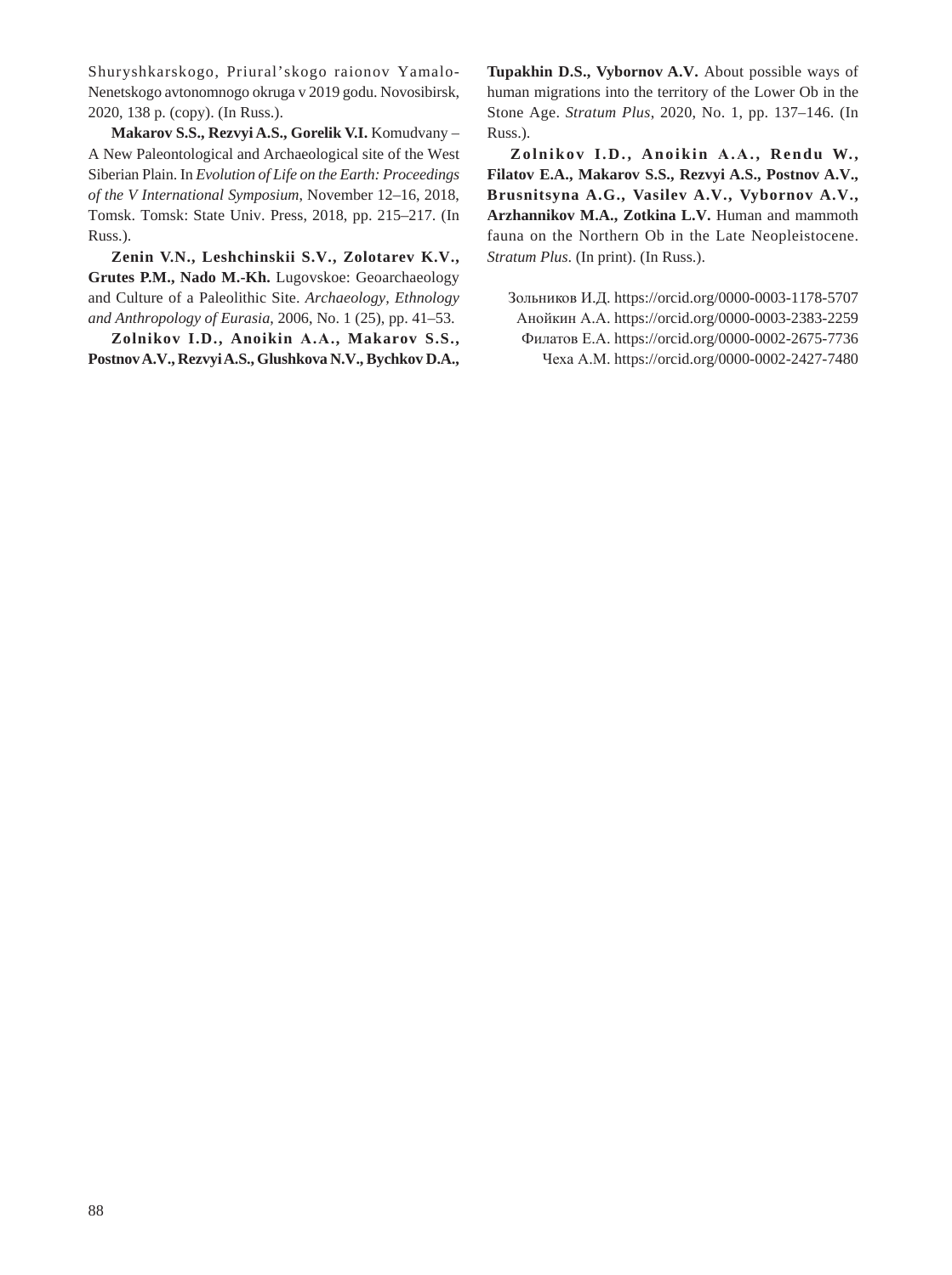Shuryshkarskogo, Priural'skogo raionov Yamalo-Nenetskogo avtonomnogo okruga v 2019 godu. Novosibirsk, 2020, 138 p. (copy). (In Russ.).

**Makarov S.S., Rezvyi A.S., Gorelik V.I.** Komudvany – A New Paleontological and Archaeological site of the West Siberian Plain. In *Evolution of Life on the Earth: Proceedings of the V International Symposium*, November 12–16, 2018, Tomsk. Tomsk: State Univ. Press, 2018, pp. 215–217. (In Russ.).

**Zenin V.N., Leshchinskii S.V., Zolotarev K.V., Grutes P.M., Nado M.-Kh.** Lugovskoe: Geoarchaeology and Culture of a Paleolithic Site. *Archaeology, Ethnology and Anthropology of Eurasia*, 2006, No. 1 (25), pp. 41–53.

**Zolnikov I.D., Anoikin A.A., Makarov S.S., Postnov A.V., Rezvyi A.S., Glushkova N.V., Bychkov D.A., Tupakhin D.S., Vybornov A.V.** About possible ways of human migrations into the territory of the Lower Ob in the Stone Age. *Stratum Plus*, 2020, No. 1, pp. 137–146. (In Russ.).

**Zolnikov I.D., Anoikin A.A., Rendu W., Filatov E.A., Makarov S.S., Rezvyi A.S., Postnov A.V., Brusnitsyna A.G., Vasilev A.V., Vybornov A.V., Arzhannikov M.A., Zotkina L.V.** Human and mammoth fauna on the Northern Ob in the Late Neopleistocene. *Stratum Plus*. (In print). (In Russ.).

Зольников И.Д. https://orcid.org/0000-0003-1178-5707
Анойкин А.А. https://orcid.org/0000-0003-2383-2259
Филатов Е.А. https://orcid.org/0000-0002-2675-7736
Чеха А.М. https://orcid.org/0000-0002-2427-7480